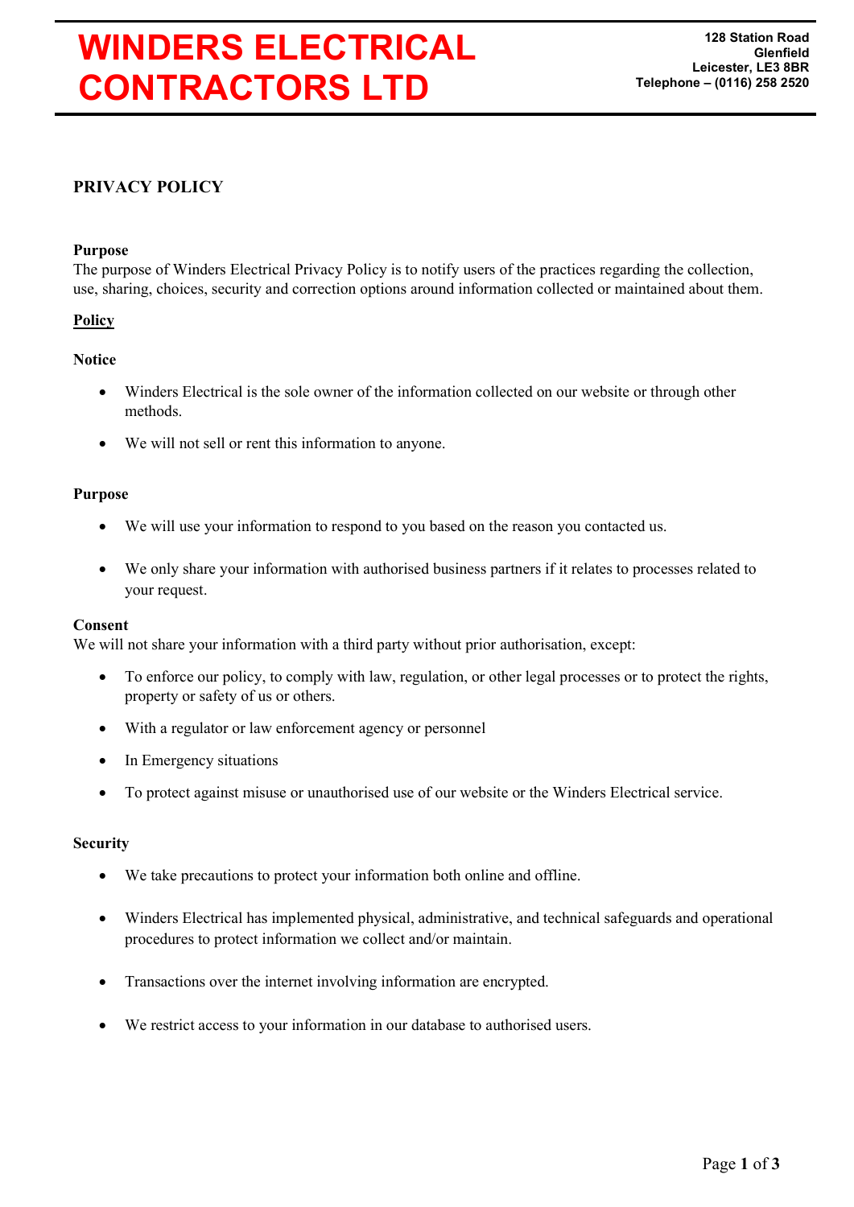# WINDERS ELECTRICAL CONTRACTORS LTD

**128 Station Road**
**Glenfield**
**Leicester, LE3 8BR**
**Telephone – (0116) 258 2520**

## PRIVACY POLICY

**Purpose**

The purpose of Winders Electrical Privacy Policy is to notify users of the practices regarding the collection, use, sharing, choices, security and correction options around information collected or maintained about them.

**Policy**

**Notice**

- Winders Electrical is the sole owner of the information collected on our website or through other methods.
- We will not sell or rent this information to anyone.

**Purpose**

- We will use your information to respond to you based on the reason you contacted us.
- We only share your information with authorised business partners if it relates to processes related to your request.

**Consent**

We will not share your information with a third party without prior authorisation, except:

- To enforce our policy, to comply with law, regulation, or other legal processes or to protect the rights, property or safety of us or others.
- With a regulator or law enforcement agency or personnel
- In Emergency situations
- To protect against misuse or unauthorised use of our website or the Winders Electrical service.

**Security**

- We take precautions to protect your information both online and offline.
- Winders Electrical has implemented physical, administrative, and technical safeguards and operational procedures to protect information we collect and/or maintain.
- Transactions over the internet involving information are encrypted.
- We restrict access to your information in our database to authorised users.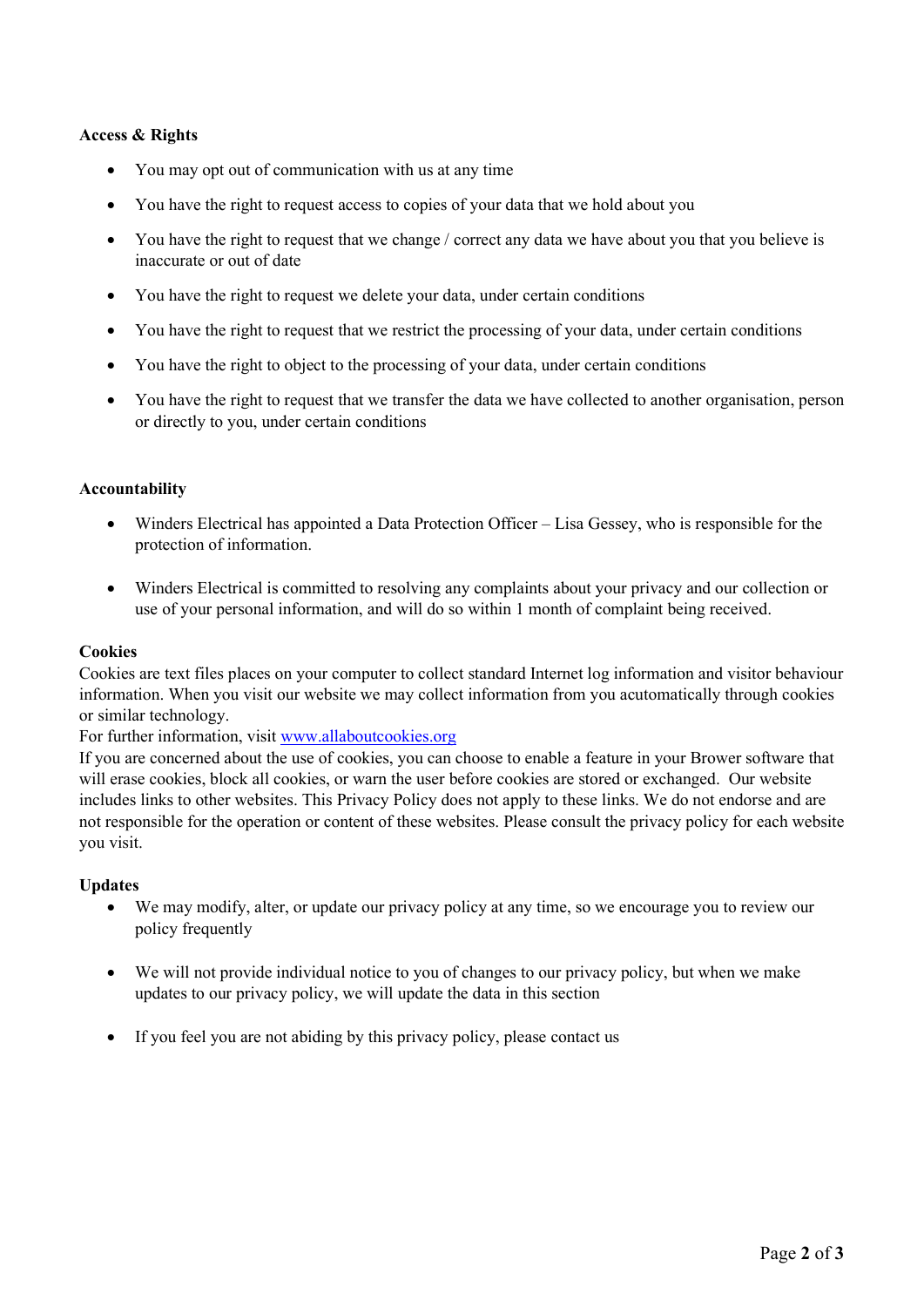**Access & Rights**

- You may opt out of communication with us at any time
- You have the right to request access to copies of your data that we hold about you
- You have the right to request that we change / correct any data we have about you that you believe is inaccurate or out of date
- You have the right to request we delete your data, under certain conditions
- You have the right to request that we restrict the processing of your data, under certain conditions
- You have the right to object to the processing of your data, under certain conditions
- You have the right to request that we transfer the data we have collected to another organisation, person or directly to you, under certain conditions

**Accountability**

- Winders Electrical has appointed a Data Protection Officer – Lisa Gessey, who is responsible for the protection of information.
- Winders Electrical is committed to resolving any complaints about your privacy and our collection or use of your personal information, and will do so within 1 month of complaint being received.

**Cookies**

Cookies are text files places on your computer to collect standard Internet log information and visitor behaviour information. When you visit our website we may collect information from you acutomatically through cookies or similar technology.
For further information, visit [www.allaboutcookies.org](http://www.allaboutcookies.org)
If you are concerned about the use of cookies, you can choose to enable a feature in your Brower software that will erase cookies, block all cookies, or warn the user before cookies are stored or exchanged. Our website includes links to other websites. This Privacy Policy does not apply to these links. We do not endorse and are not responsible for the operation or content of these websites. Please consult the privacy policy for each website you visit.

**Updates**

- We may modify, alter, or update our privacy policy at any time, so we encourage you to review our policy frequently
- We will not provide individual notice to you of changes to our privacy policy, but when we make updates to our privacy policy, we will update the data in this section
- If you feel you are not abiding by this privacy policy, please contact us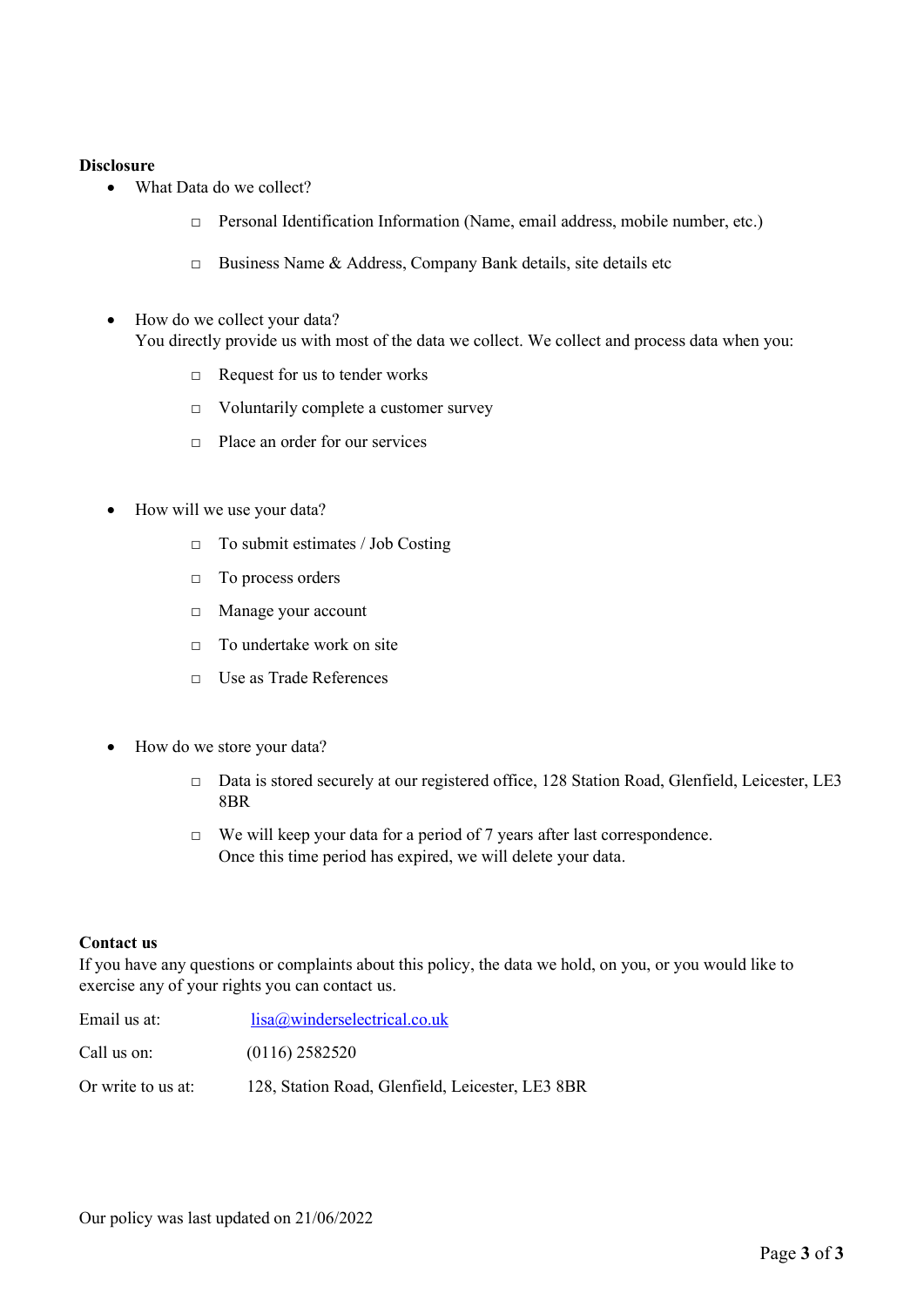**Disclosure**

- What Data do we collect?
  - Personal Identification Information (Name, email address, mobile number, etc.)
  - Business Name & Address, Company Bank details, site details etc
- How do we collect your data?
  You directly provide us with most of the data we collect. We collect and process data when you:
  - Request for us to tender works
  - Voluntarily complete a customer survey
  - Place an order for our services
- How will we use your data?
  - To submit estimates / Job Costing
  - To process orders
  - Manage your account
  - To undertake work on site
  - Use as Trade References
- How do we store your data?
  - Data is stored securely at our registered office, 128 Station Road, Glenfield, Leicester, LE3 8BR
  - We will keep your data for a period of 7 years after last correspondence.
    Once this time period has expired, we will delete your data.

**Contact us**

If you have any questions or complaints about this policy, the data we hold, on you, or you would like to exercise any of your rights you can contact us.

| | |
|---|---|
| Email us at: | lisa@winderselectrical.co.uk |
| Call us on: | (0116) 2582520 |
| Or write to us at: | 128, Station Road, Glenfield, Leicester, LE3 8BR |

Our policy was last updated on 21/06/2022